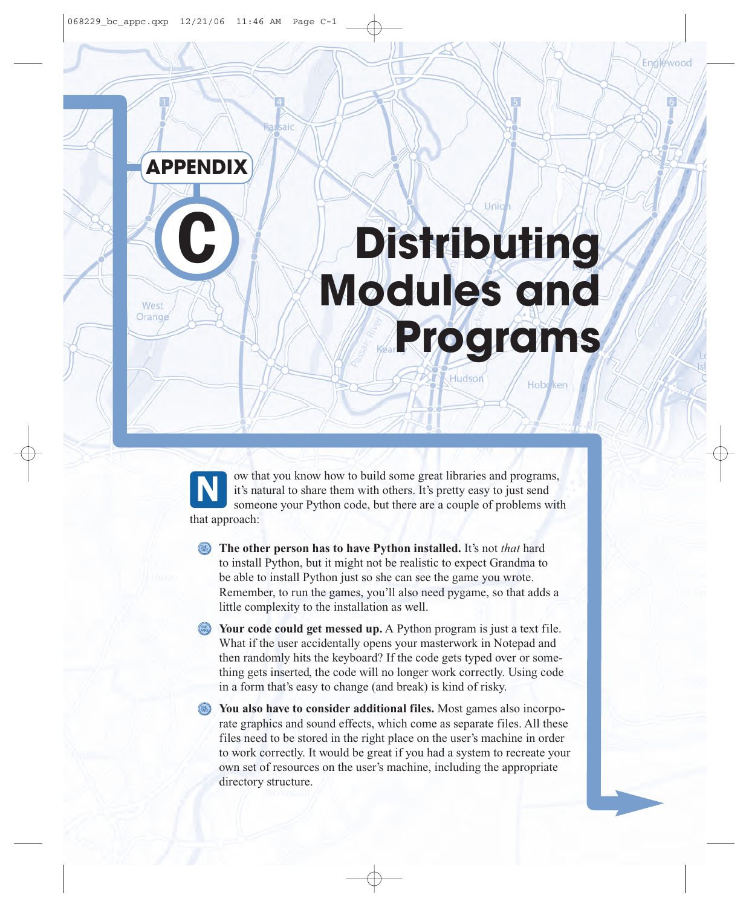# Appendix C

# Distributing Modules and Programs

Now that you know how to build some great libraries and programs, it's natural to share them with others. It's pretty easy to just send someone your Python code, but there are a couple of problems with that approach:

- **The other person has to have Python installed.** It's not *that* hard to install Python, but it might not be realistic to expect Grandma to be able to install Python just so she can see the game you wrote. Remember, to run the games, you'll also need pygame, so that adds a little complexity to the installation as well.
- **Your code could get messed up.** A Python program is just a text file. What if the user accidentally opens your masterwork in Notepad and then randomly hits the keyboard? If the code gets typed over or something gets inserted, the code will no longer work correctly. Using code in a form that's easy to change (and break) is kind of risky.
- **You also have to consider additional files.** Most games also incorporate graphics and sound effects, which come as separate files. All these files need to be stored in the right place on the user's machine in order to work correctly. It would be great if you had a system to recreate your own set of resources on the user's machine, including the appropriate directory structure.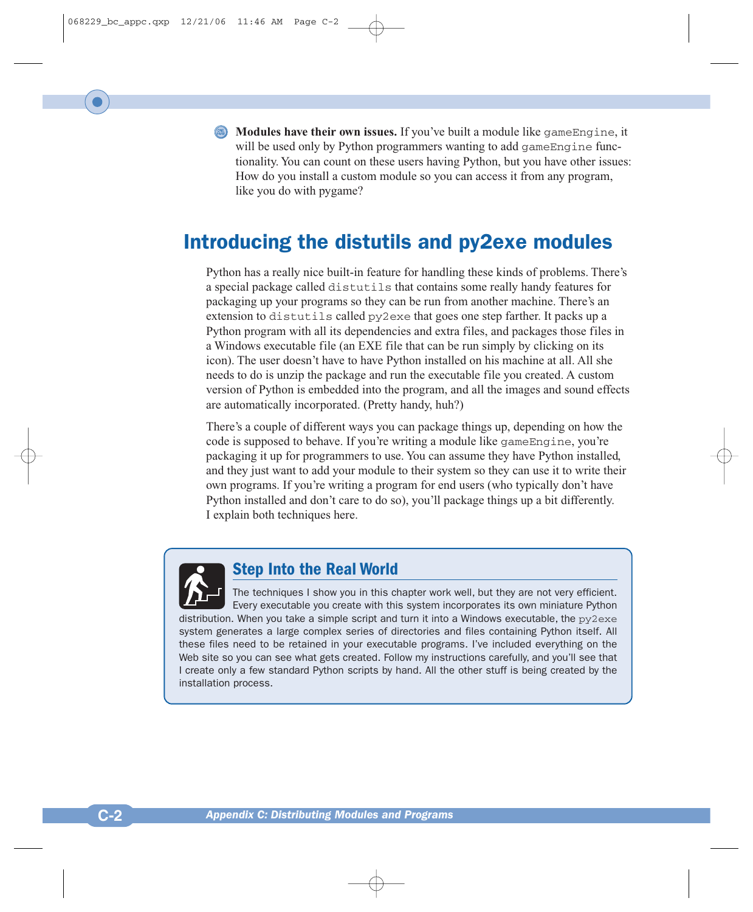- **Modules have their own issues.** If you've built a module like `gameEngine`, it will be used only by Python programmers wanting to add `gameEngine` functionality. You can count on these users having Python, but you have other issues: How do you install a custom module so you can access it from any program, like you do with pygame?

## Introducing the distutils and py2exe modules

Python has a really nice built-in feature for handling these kinds of problems. There's a special package called `distutils` that contains some really handy features for packaging up your programs so they can be run from another machine. There's an extension to `distutils` called `py2exe` that goes one step farther. It packs up a Python program with all its dependencies and extra files, and packages those files in a Windows executable file (an EXE file that can be run simply by clicking on its icon). The user doesn't have to have Python installed on his machine at all. All she needs to do is unzip the package and run the executable file you created. A custom version of Python is embedded into the program, and all the images and sound effects are automatically incorporated. (Pretty handy, huh?)

There's a couple of different ways you can package things up, depending on how the code is supposed to behave. If you're writing a module like `gameEngine`, you're packaging it up for programmers to use. You can assume they have Python installed, and they just want to add your module to their system so they can use it to write their own programs. If you're writing a program for end users (who typically don't have Python installed and don't care to do so), you'll package things up a bit differently. I explain both techniques here.

### Step Into the Real World

The techniques I show you in this chapter work well, but they are not very efficient. Every executable you create with this system incorporates its own miniature Python distribution. When you take a simple script and turn it into a Windows executable, the `py2exe` system generates a large complex series of directories and files containing Python itself. All these files need to be retained in your executable programs. I've included everything on the Web site so you can see what gets created. Follow my instructions carefully, and you'll see that I create only a few standard Python scripts by hand. All the other stuff is being created by the installation process.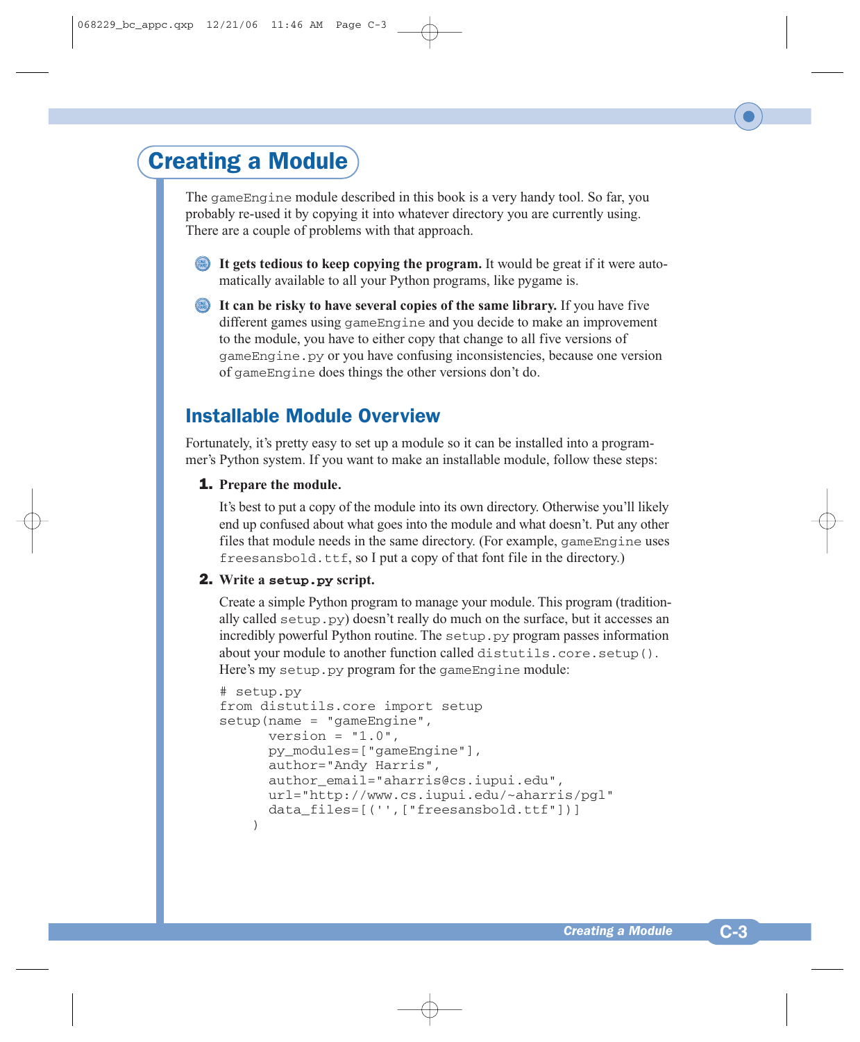# Creating a Module

The `gameEngine` module described in this book is a very handy tool. So far, you probably re-used it by copying it into whatever directory you are currently using. There are a couple of problems with that approach.

- **It gets tedious to keep copying the program.** It would be great if it were automatically available to all your Python programs, like pygame is.
- **It can be risky to have several copies of the same library.** If you have five different games using `gameEngine` and you decide to make an improvement to the module, you have to either copy that change to all five versions of `gameEngine.py` or you have confusing inconsistencies, because one version of `gameEngine` does things the other versions don't do.

## Installable Module Overview

Fortunately, it's pretty easy to set up a module so it can be installed into a programmer's Python system. If you want to make an installable module, follow these steps:

1. **Prepare the module.**

   It's best to put a copy of the module into its own directory. Otherwise you'll likely end up confused about what goes into the module and what doesn't. Put any other files that module needs in the same directory. (For example, `gameEngine` uses `freesansbold.ttf`, so I put a copy of that font file in the directory.)

2. **Write a `setup.py` script.**

   Create a simple Python program to manage your module. This program (traditionally called `setup.py`) doesn't really do much on the surface, but it accesses an incredibly powerful Python routine. The `setup.py` program passes information about your module to another function called `distutils.core.setup()`. Here's my `setup.py` program for the `gameEngine` module:

   ```
   # setup.py
   from distutils.core import setup
   setup(name = "gameEngine",
         version = "1.0",
         py_modules=["gameEngine"],
         author="Andy Harris",
         author_email="aharris@cs.iupui.edu",
         url="http://www.cs.iupui.edu/~aharris/pgl"
         data_files=[('',["freesansbold.ttf"])]
        )
   ```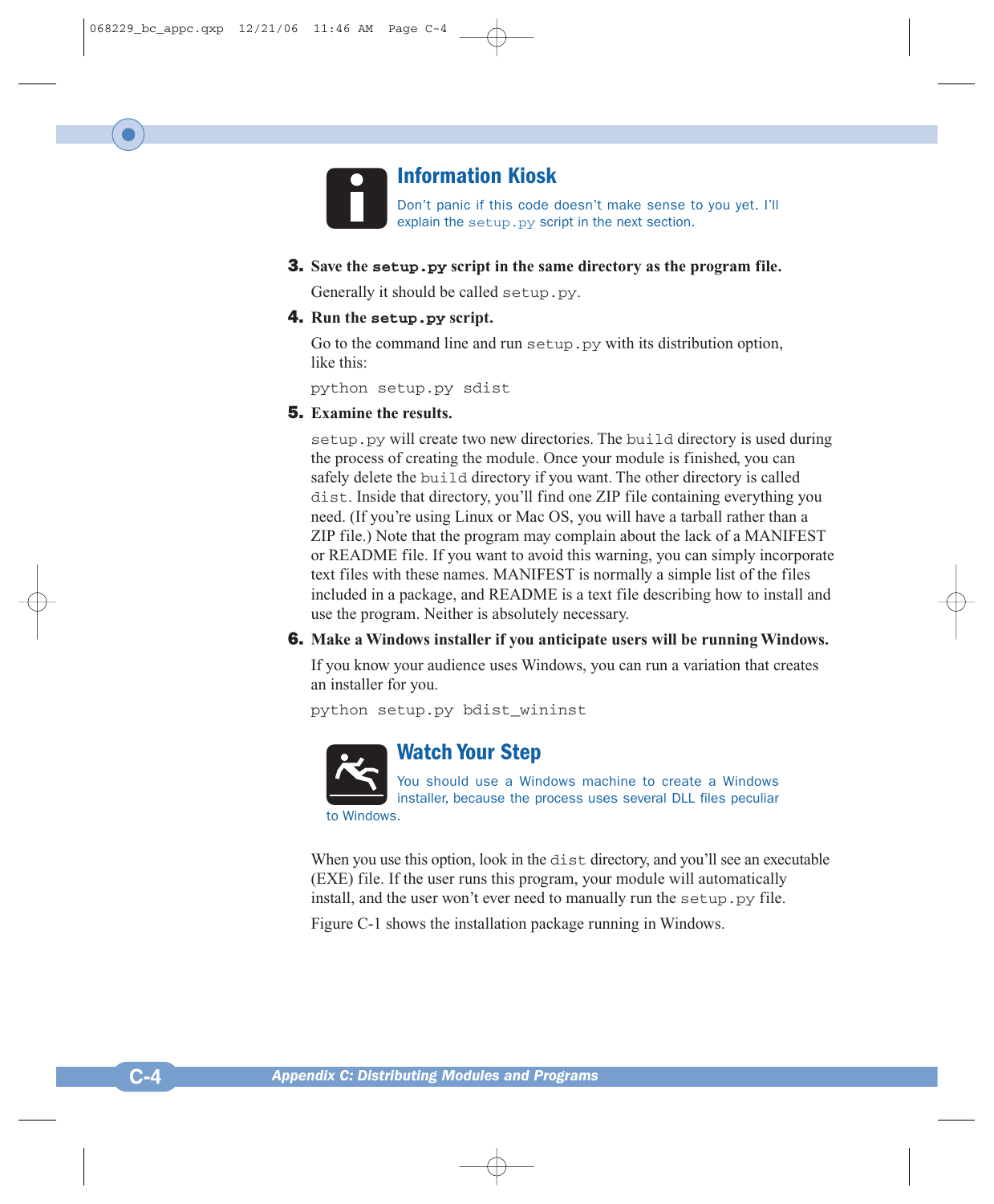> **Information Kiosk**
>
> Don't panic if this code doesn't make sense to you yet. I'll explain the `setup.py` script in the next section.

3. **Save the `setup.py` script in the same directory as the program file.**

   Generally it should be called `setup.py`.

4. **Run the `setup.py` script.**

   Go to the command line and run `setup.py` with its distribution option, like this:

   ```
   python setup.py sdist
   ```

5. **Examine the results.**

   `setup.py` will create two new directories. The `build` directory is used during the process of creating the module. Once your module is finished, you can safely delete the `build` directory if you want. The other directory is called `dist`. Inside that directory, you'll find one ZIP file containing everything you need. (If you're using Linux or Mac OS, you will have a tarball rather than a ZIP file.) Note that the program may complain about the lack of a MANIFEST or README file. If you want to avoid this warning, you can simply incorporate text files with these names. MANIFEST is normally a simple list of the files included in a package, and README is a text file describing how to install and use the program. Neither is absolutely necessary.

6. **Make a Windows installer if you anticipate users will be running Windows.**

   If you know your audience uses Windows, you can run a variation that creates an installer for you.

   ```
   python setup.py bdist_wininst
   ```

> **Watch Your Step**
>
> You should use a Windows machine to create a Windows installer, because the process uses several DLL files peculiar to Windows.

When you use this option, look in the `dist` directory, and you'll see an executable (EXE) file. If the user runs this program, your module will automatically install, and the user won't ever need to manually run the `setup.py` file.

Figure C-1 shows the installation package running in Windows.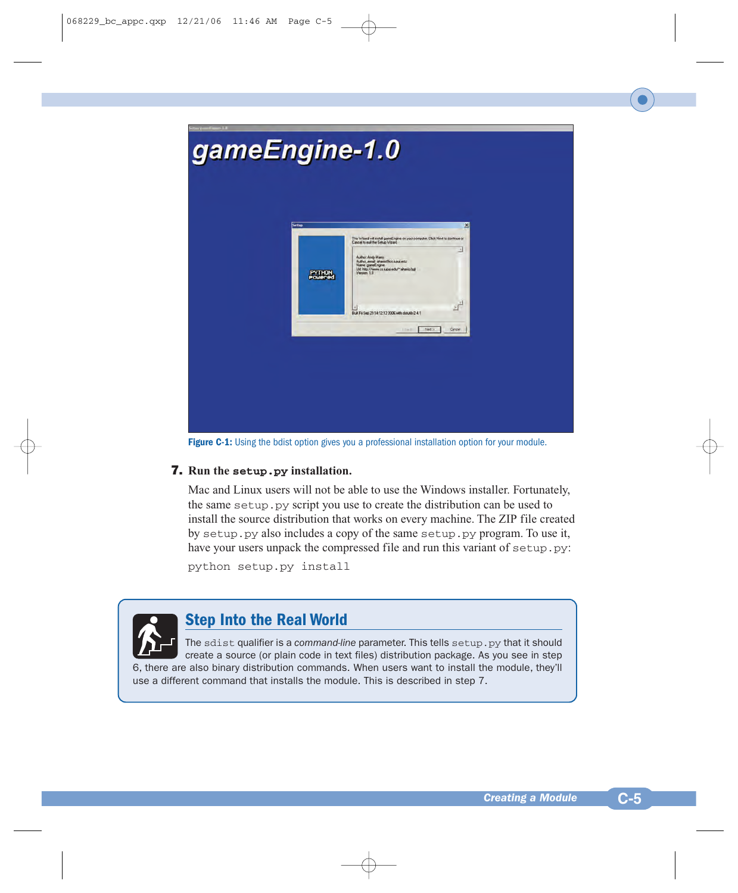**Figure C-1:** Using the bdist option gives you a professional installation option for your module.

**7. Run the `setup.py` installation.**

Mac and Linux users will not be able to use the Windows installer. Fortunately, the same `setup.py` script you use to create the distribution can be used to install the source distribution that works on every machine. The ZIP file created by `setup.py` also includes a copy of the same `setup.py` program. To use it, have your users unpack the compressed file and run this variant of `setup.py`:

```
python setup.py install
```

## Step Into the Real World

The `sdist` qualifier is a *command-line* parameter. This tells `setup.py` that it should create a source (or plain code in text files) distribution package. As you see in step 6, there are also binary distribution commands. When users want to install the module, they'll use a different command that installs the module. This is described in step 7.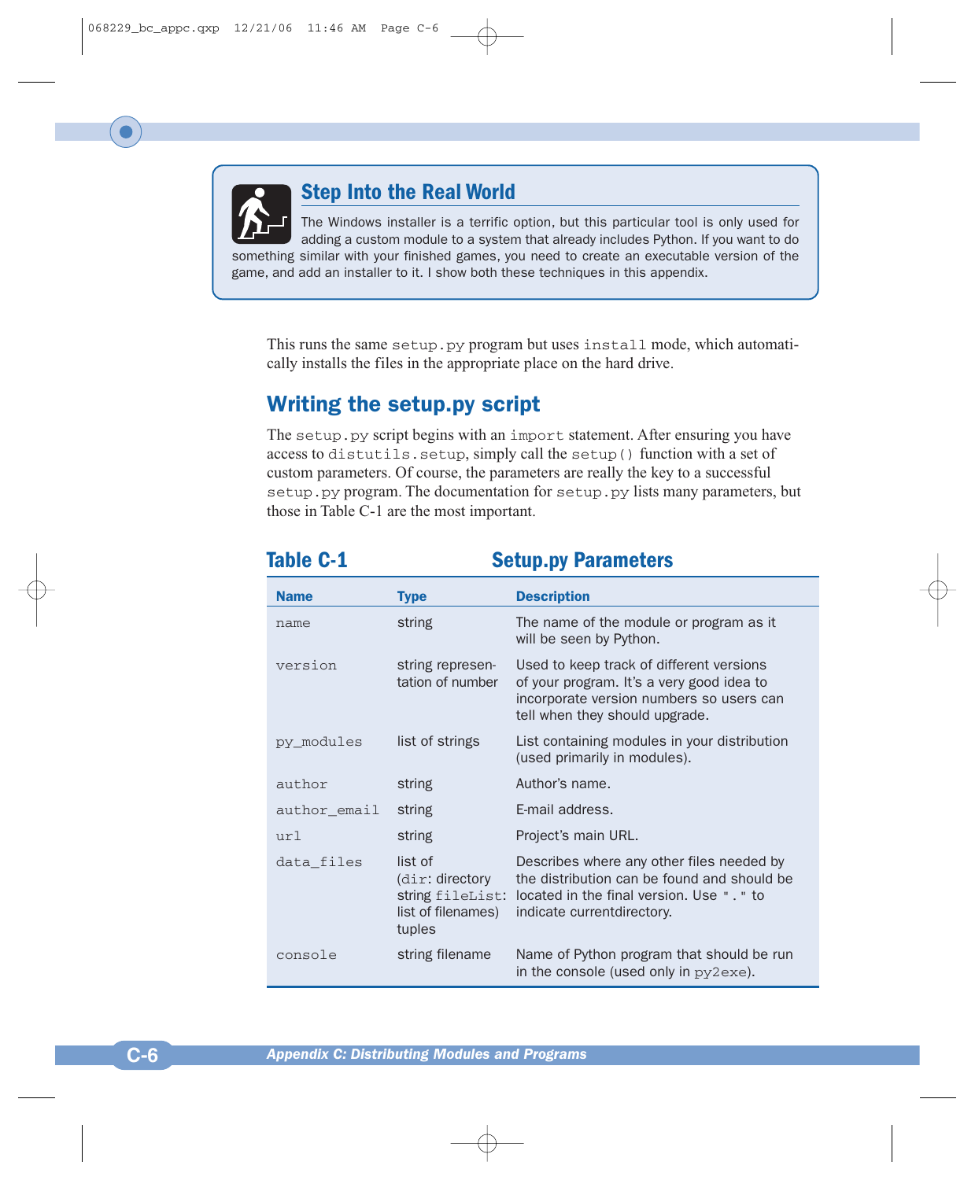> **Step Into the Real World**
>
> The Windows installer is a terrific option, but this particular tool is only used for adding a custom module to a system that already includes Python. If you want to do something similar with your finished games, you need to create an executable version of the game, and add an installer to it. I show both these techniques in this appendix.

This runs the same `setup.py` program but uses `install` mode, which automatically installs the files in the appropriate place on the hard drive.

## Writing the setup.py script

The `setup.py` script begins with an `import` statement. After ensuring you have access to `distutils.setup`, simply call the `setup()` function with a set of custom parameters. Of course, the parameters are really the key to a successful `setup.py` program. The documentation for `setup.py` lists many parameters, but those in Table C-1 are the most important.

**Table C-1 Setup.py Parameters**

| Name | Type | Description |
|---|---|---|
| `name` | string | The name of the module or program as it will be seen by Python. |
| `version` | string representation of number | Used to keep track of different versions of your program. It's a very good idea to incorporate version numbers so users can tell when they should upgrade. |
| `py_modules` | list of strings | List containing modules in your distribution (used primarily in modules). |
| `author` | string | Author's name. |
| `author_email` | string | E-mail address. |
| `url` | string | Project's main URL. |
| `data_files` | list of (`dir`: directory string `fileList`: list of filenames) tuples | Describes where any other files needed by the distribution can be found and should be located in the final version. Use `"."` to indicate currentdirectory. |
| `console` | string filename | Name of Python program that should be run in the console (used only in `py2exe`). |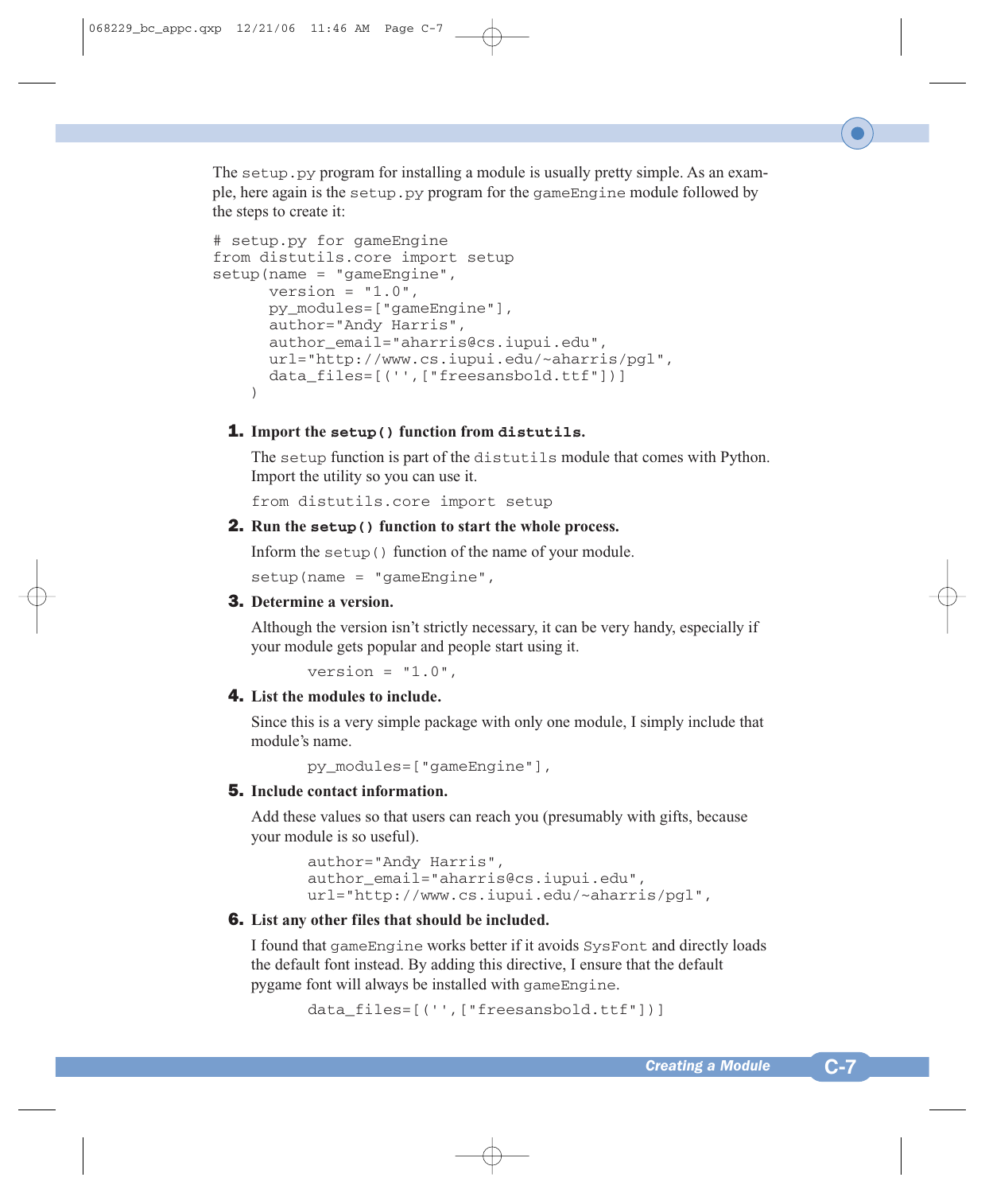The `setup.py` program for installing a module is usually pretty simple. As an example, here again is the `setup.py` program for the `gameEngine` module followed by the steps to create it:

```
# setup.py for gameEngine
from distutils.core import setup
setup(name = "gameEngine",
      version = "1.0",
      py_modules=["gameEngine"],
      author="Andy Harris",
      author_email="aharris@cs.iupui.edu",
      url="http://www.cs.iupui.edu/~aharris/pgl",
      data_files=[('',["freesansbold.ttf"])]
   )
```

1. **Import the `setup()` function from `distutils`.**

   The `setup` function is part of the `distutils` module that comes with Python. Import the utility so you can use it.

   ```
   from distutils.core import setup
   ```

2. **Run the `setup()` function to start the whole process.**

   Inform the `setup()` function of the name of your module.

   ```
   setup(name = "gameEngine",
   ```

3. **Determine a version.**

   Although the version isn't strictly necessary, it can be very handy, especially if your module gets popular and people start using it.

   ```
         version = "1.0",
   ```

4. **List the modules to include.**

   Since this is a very simple package with only one module, I simply include that module's name.

   ```
         py_modules=["gameEngine"],
   ```

5. **Include contact information.**

   Add these values so that users can reach you (presumably with gifts, because your module is so useful).

   ```
         author="Andy Harris",
         author_email="aharris@cs.iupui.edu",
         url="http://www.cs.iupui.edu/~aharris/pgl",
   ```

6. **List any other files that should be included.**

   I found that `gameEngine` works better if it avoids `SysFont` and directly loads the default font instead. By adding this directive, I ensure that the default pygame font will always be installed with `gameEngine`.

   ```
         data_files=[('',["freesansbold.ttf"])]
   ```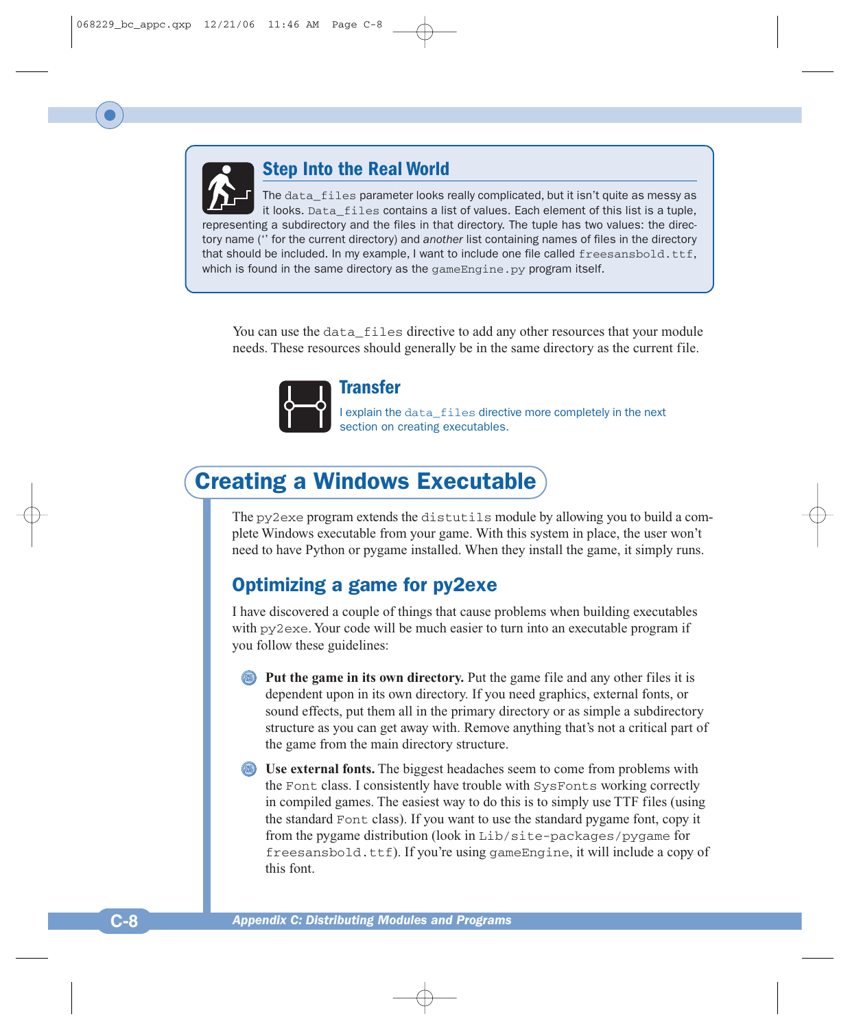### Step Into the Real World

The `data_files` parameter looks really complicated, but it isn't quite as messy as it looks. `Data_files` contains a list of values. Each element of this list is a tuple, representing a subdirectory and the files in that directory. The tuple has two values: the directory name ('' for the current directory) and *another* list containing names of files in the directory that should be included. In my example, I want to include one file called `freesansbold.ttf`, which is found in the same directory as the `gameEngine.py` program itself.

You can use the `data_files` directive to add any other resources that your module needs. These resources should generally be in the same directory as the current file.

### Transfer

I explain the `data_files` directive more completely in the next section on creating executables.

## Creating a Windows Executable

The `py2exe` program extends the `distutils` module by allowing you to build a complete Windows executable from your game. With this system in place, the user won't need to have Python or pygame installed. When they install the game, it simply runs.

### Optimizing a game for py2exe

I have discovered a couple of things that cause problems when building executables with `py2exe`. Your code will be much easier to turn into an executable program if you follow these guidelines:

- **Put the game in its own directory.** Put the game file and any other files it is dependent upon in its own directory. If you need graphics, external fonts, or sound effects, put them all in the primary directory or as simple a subdirectory structure as you can get away with. Remove anything that's not a critical part of the game from the main directory structure.
- **Use external fonts.** The biggest headaches seem to come from problems with the `Font` class. I consistently have trouble with `SysFonts` working correctly in compiled games. The easiest way to do this is to simply use TTF files (using the standard `Font` class). If you want to use the standard pygame font, copy it from the pygame distribution (look in `Lib/site-packages/pygame` for `freesansbold.ttf`). If you're using `gameEngine`, it will include a copy of this font.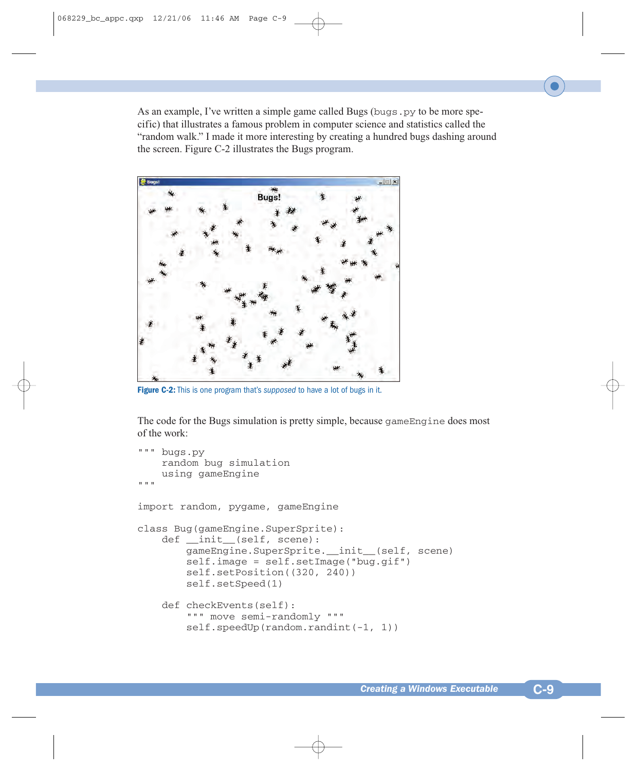As an example, I've written a simple game called Bugs (`bugs.py` to be more specific) that illustrates a famous problem in computer science and statistics called the "random walk." I made it more interesting by creating a hundred bugs dashing around the screen. Figure C-2 illustrates the Bugs program.

**Figure C-2:** This is one program that's *supposed* to have a lot of bugs in it.

The code for the Bugs simulation is pretty simple, because `gameEngine` does most of the work:

```
""" bugs.py
    random bug simulation
    using gameEngine
"""

import random, pygame, gameEngine

class Bug(gameEngine.SuperSprite):
    def __init__(self, scene):
        gameEngine.SuperSprite.__init__(self, scene)
        self.image = self.setImage("bug.gif")
        self.setPosition((320, 240))
        self.setSpeed(1)

    def checkEvents(self):
        """ move semi-randomly """
        self.speedUp(random.randint(-1, 1))
```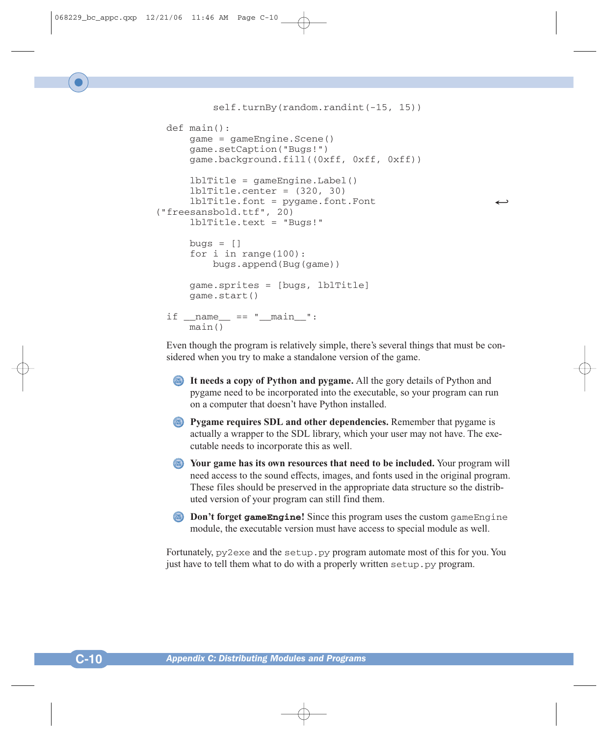```
            self.turnBy(random.randint(-15, 15))

def main():
    game = gameEngine.Scene()
    game.setCaption("Bugs!")
    game.background.fill((0xff, 0xff, 0xff))

    lblTitle = gameEngine.Label()
    lblTitle.center = (320, 30)
    lblTitle.font = pygame.font.Font ↩
("freesansbold.ttf", 20)
    lblTitle.text = "Bugs!"

    bugs = []
    for i in range(100):
        bugs.append(Bug(game))

    game.sprites = [bugs, lblTitle]
    game.start()

if __name__ == "__main__":
    main()
```

Even though the program is relatively simple, there's several things that must be considered when you try to make a standalone version of the game.

- **It needs a copy of Python and pygame.** All the gory details of Python and pygame need to be incorporated into the executable, so your program can run on a computer that doesn't have Python installed.
- **Pygame requires SDL and other dependencies.** Remember that pygame is actually a wrapper to the SDL library, which your user may not have. The executable needs to incorporate this as well.
- **Your game has its own resources that need to be included.** Your program will need access to the sound effects, images, and fonts used in the original program. These files should be preserved in the appropriate data structure so the distributed version of your program can still find them.
- **Don't forget `gameEngine`!** Since this program uses the custom `gameEngine` module, the executable version must have access to special module as well.

Fortunately, `py2exe` and the `setup.py` program automate most of this for you. You just have to tell them what to do with a properly written `setup.py` program.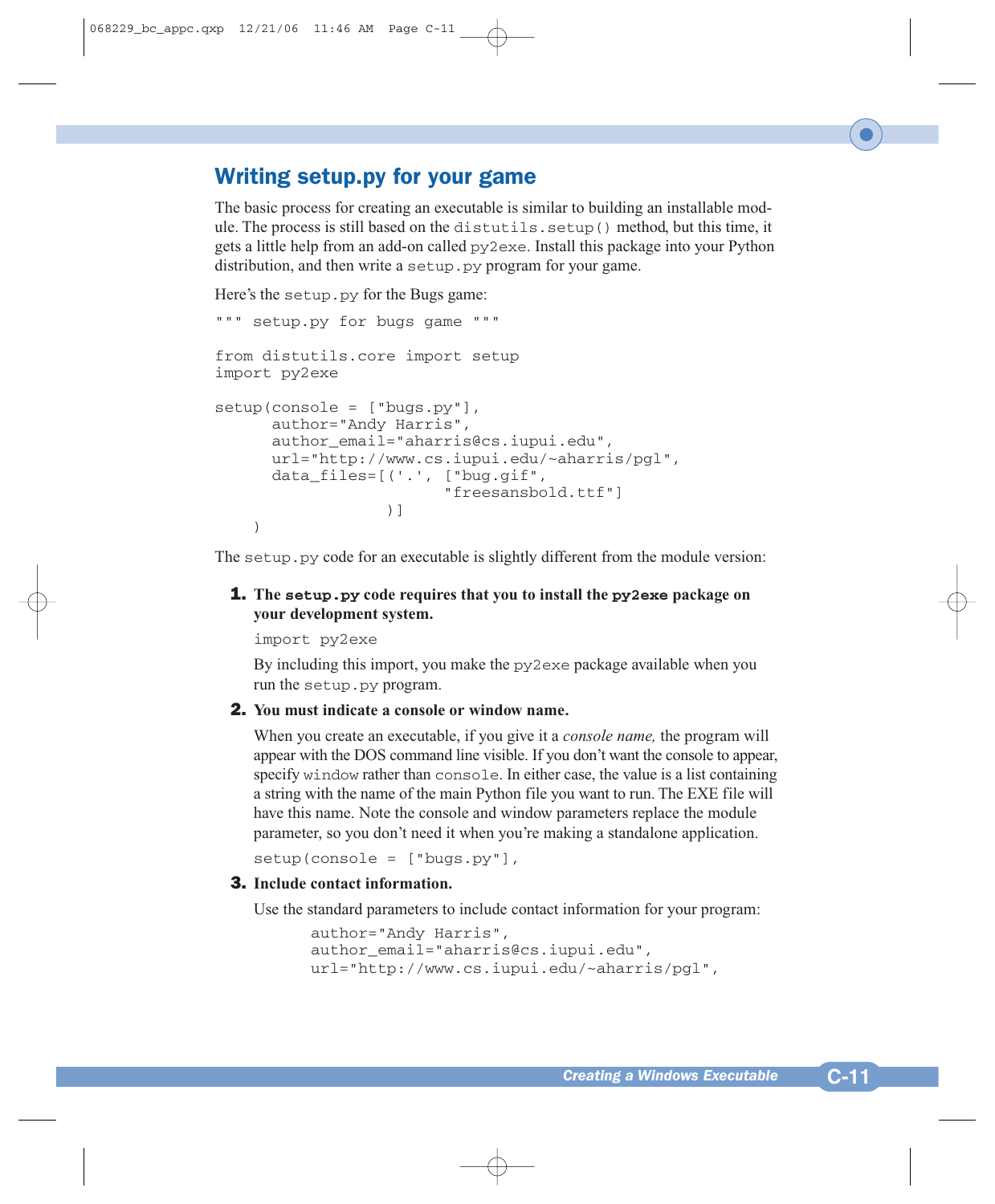## Writing setup.py for your game

The basic process for creating an executable is similar to building an installable module. The process is still based on the `distutils.setup()` method, but this time, it gets a little help from an add-on called `py2exe`. Install this package into your Python distribution, and then write a `setup.py` program for your game.

Here's the `setup.py` for the Bugs game:

```
""" setup.py for bugs game """

from distutils.core import setup
import py2exe

setup(console = ["bugs.py"],
      author="Andy Harris",
      author_email="aharris@cs.iupui.edu",
      url="http://www.cs.iupui.edu/~aharris/pgl",
      data_files=[('.', ["bug.gif",
                         "freesansbold.ttf"]
                  )]
    )
```

The `setup.py` code for an executable is slightly different from the module version:

1. **The `setup.py` code requires that you to install the `py2exe` package on your development system.**

   ```
   import py2exe
   ```

   By including this import, you make the `py2exe` package available when you run the `setup.py` program.

2. **You must indicate a console or window name.**

   When you create an executable, if you give it a *console name,* the program will appear with the DOS command line visible. If you don't want the console to appear, specify `window` rather than `console`. In either case, the value is a list containing a string with the name of the main Python file you want to run. The EXE file will have this name. Note the console and window parameters replace the module parameter, so you don't need it when you're making a standalone application.

   ```
   setup(console = ["bugs.py"],
   ```

3. **Include contact information.**

   Use the standard parameters to include contact information for your program:

   ```
         author="Andy Harris",
         author_email="aharris@cs.iupui.edu",
         url="http://www.cs.iupui.edu/~aharris/pgl",
   ```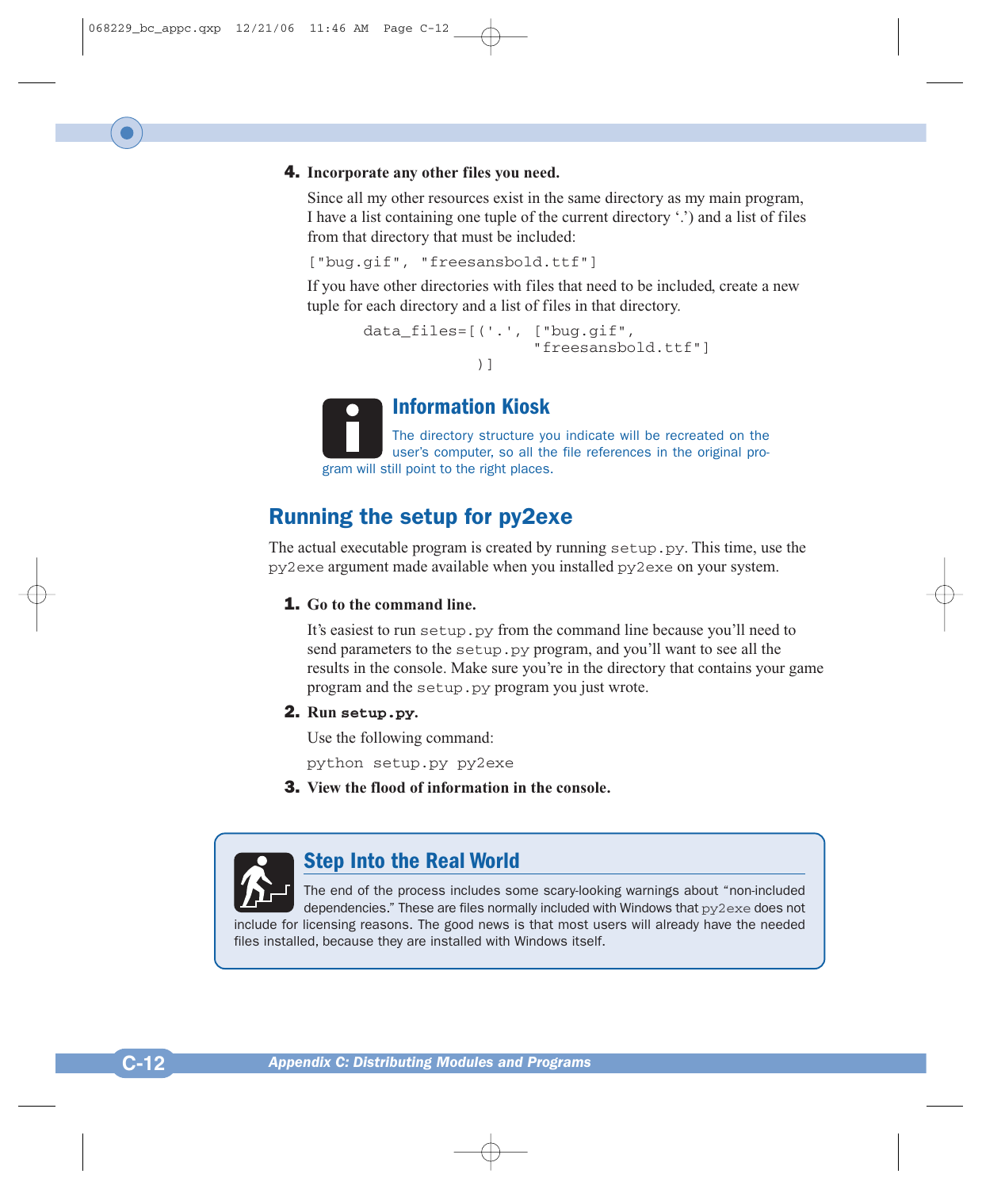4. **Incorporate any other files you need.**

   Since all my other resources exist in the same directory as my main program, I have a list containing one tuple of the current directory '.') and a list of files from that directory that must be included:

   ```
   ["bug.gif", "freesansbold.ttf"]
   ```

   If you have other directories with files that need to be included, create a new tuple for each directory and a list of files in that directory.

   ```
         data_files=[('.', ["bug.gif",
                            "freesansbold.ttf"]
                     )]
   ```

### Information Kiosk

The directory structure you indicate will be recreated on the user's computer, so all the file references in the original program will still point to the right places.

## Running the setup for py2exe

The actual executable program is created by running `setup.py`. This time, use the `py2exe` argument made available when you installed `py2exe` on your system.

1. **Go to the command line.**

   It's easiest to run `setup.py` from the command line because you'll need to send parameters to the `setup.py` program, and you'll want to see all the results in the console. Make sure you're in the directory that contains your game program and the `setup.py` program you just wrote.

2. **Run `setup.py`.**

   Use the following command:

   ```
   python setup.py py2exe
   ```

3. **View the flood of information in the console.**

### Step Into the Real World

The end of the process includes some scary-looking warnings about "non-included dependencies." These are files normally included with Windows that `py2exe` does not include for licensing reasons. The good news is that most users will already have the needed files installed, because they are installed with Windows itself.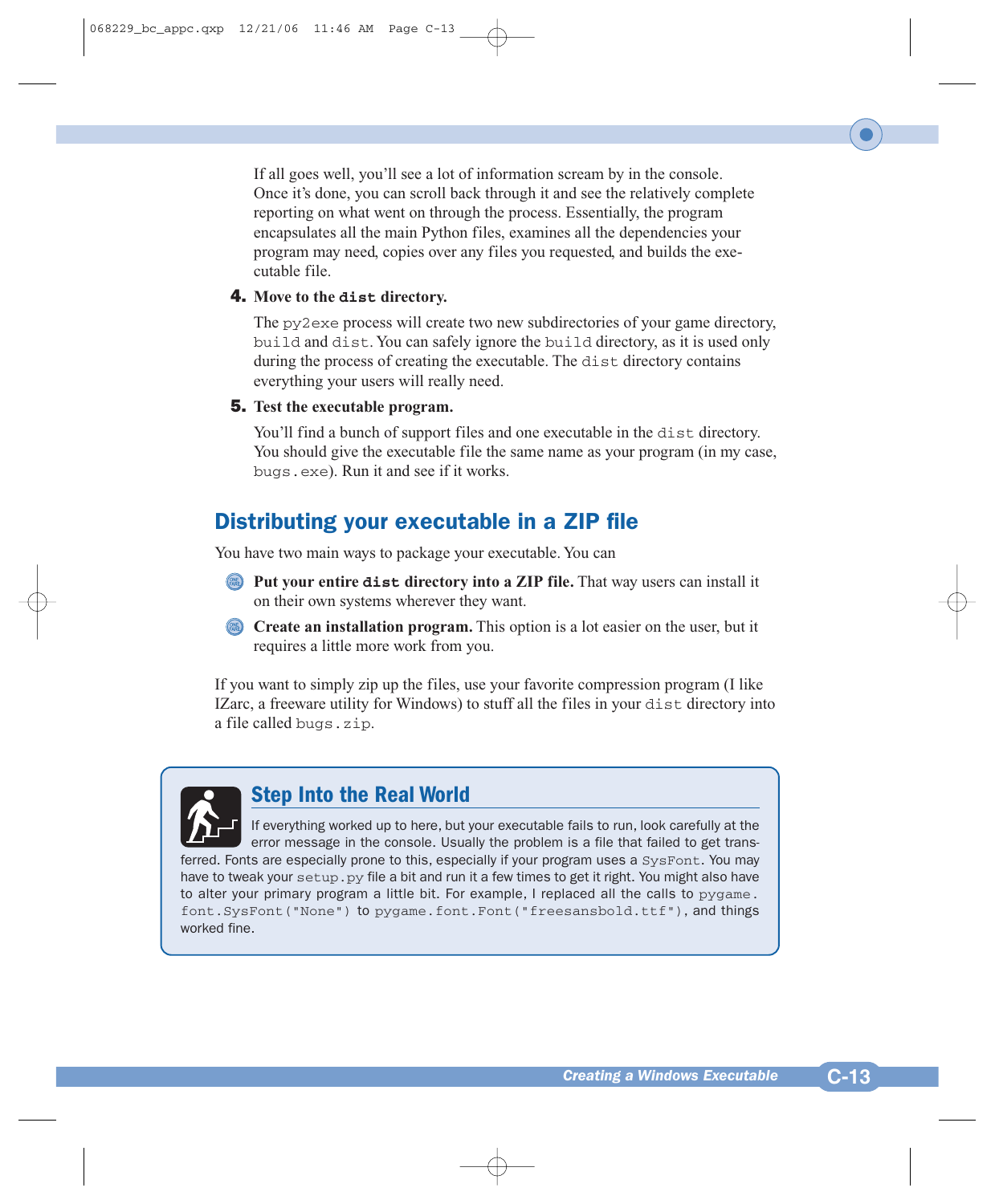If all goes well, you'll see a lot of information scream by in the console. Once it's done, you can scroll back through it and see the relatively complete reporting on what went on through the process. Essentially, the program encapsulates all the main Python files, examines all the dependencies your program may need, copies over any files you requested, and builds the executable file.

4. **Move to the `dist` directory.**

   The `py2exe` process will create two new subdirectories of your game directory, `build` and `dist`. You can safely ignore the `build` directory, as it is used only during the process of creating the executable. The `dist` directory contains everything your users will really need.

5. **Test the executable program.**

   You'll find a bunch of support files and one executable in the `dist` directory. You should give the executable file the same name as your program (in my case, `bugs.exe`). Run it and see if it works.

## Distributing your executable in a ZIP file

You have two main ways to package your executable. You can

- **Put your entire `dist` directory into a ZIP file.** That way users can install it on their own systems wherever they want.
- **Create an installation program.** This option is a lot easier on the user, but it requires a little more work from you.

If you want to simply zip up the files, use your favorite compression program (I like IZarc, a freeware utility for Windows) to stuff all the files in your `dist` directory into a file called `bugs.zip`.

### Step Into the Real World

If everything worked up to here, but your executable fails to run, look carefully at the error message in the console. Usually the problem is a file that failed to get transferred. Fonts are especially prone to this, especially if your program uses a `SysFont`. You may have to tweak your `setup.py` file a bit and run it a few times to get it right. You might also have to alter your primary program a little bit. For example, I replaced all the calls to `pygame.font.SysFont("None")` to `pygame.font.Font("freesansbold.ttf")`, and things worked fine.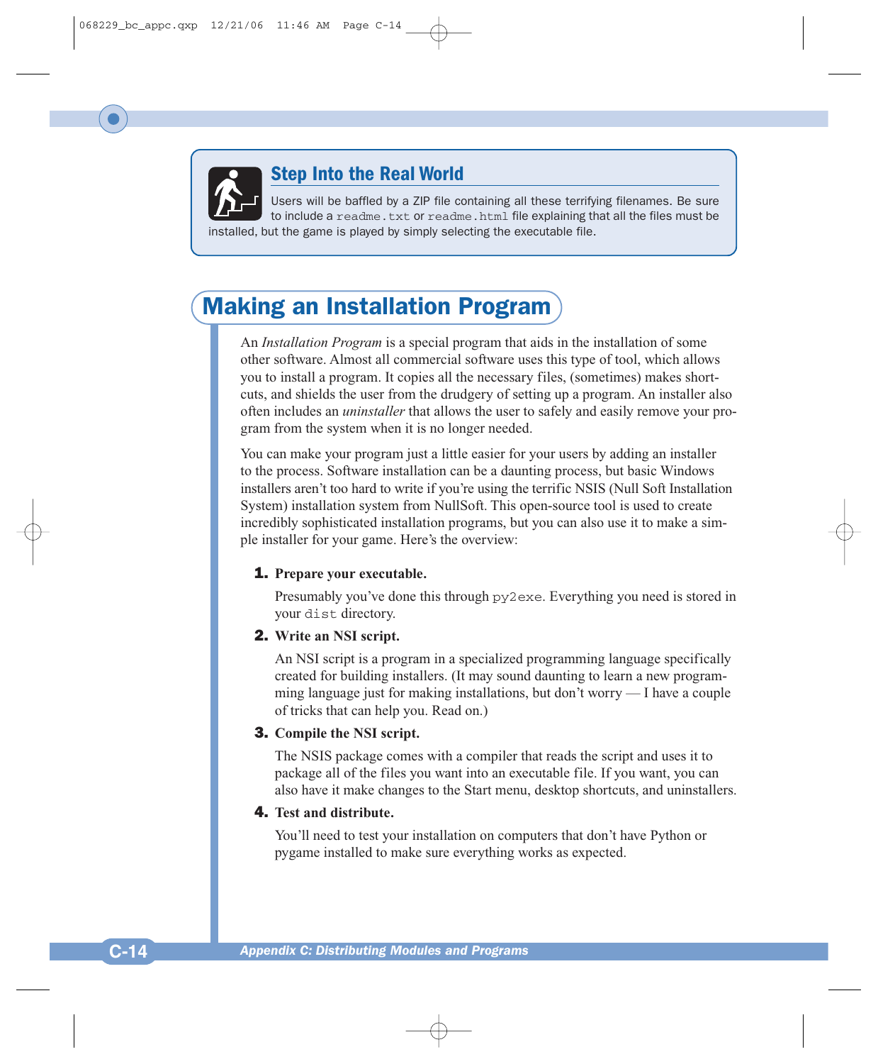> **Step Into the Real World**
>
> Users will be baffled by a ZIP file containing all these terrifying filenames. Be sure to include a `readme.txt` or `readme.html` file explaining that all the files must be installed, but the game is played by simply selecting the executable file.

## Making an Installation Program

An *Installation Program* is a special program that aids in the installation of some other software. Almost all commercial software uses this type of tool, which allows you to install a program. It copies all the necessary files, (sometimes) makes shortcuts, and shields the user from the drudgery of setting up a program. An installer also often includes an *uninstaller* that allows the user to safely and easily remove your program from the system when it is no longer needed.

You can make your program just a little easier for your users by adding an installer to the process. Software installation can be a daunting process, but basic Windows installers aren't too hard to write if you're using the terrific NSIS (Null Soft Installation System) installation system from NullSoft. This open-source tool is used to create incredibly sophisticated installation programs, but you can also use it to make a simple installer for your game. Here's the overview:

1. **Prepare your executable.**

   Presumably you've done this through `py2exe`. Everything you need is stored in your `dist` directory.

2. **Write an NSI script.**

   An NSI script is a program in a specialized programming language specifically created for building installers. (It may sound daunting to learn a new programming language just for making installations, but don't worry — I have a couple of tricks that can help you. Read on.)

3. **Compile the NSI script.**

   The NSIS package comes with a compiler that reads the script and uses it to package all of the files you want into an executable file. If you want, you can also have it make changes to the Start menu, desktop shortcuts, and uninstallers.

4. **Test and distribute.**

   You'll need to test your installation on computers that don't have Python or pygame installed to make sure everything works as expected.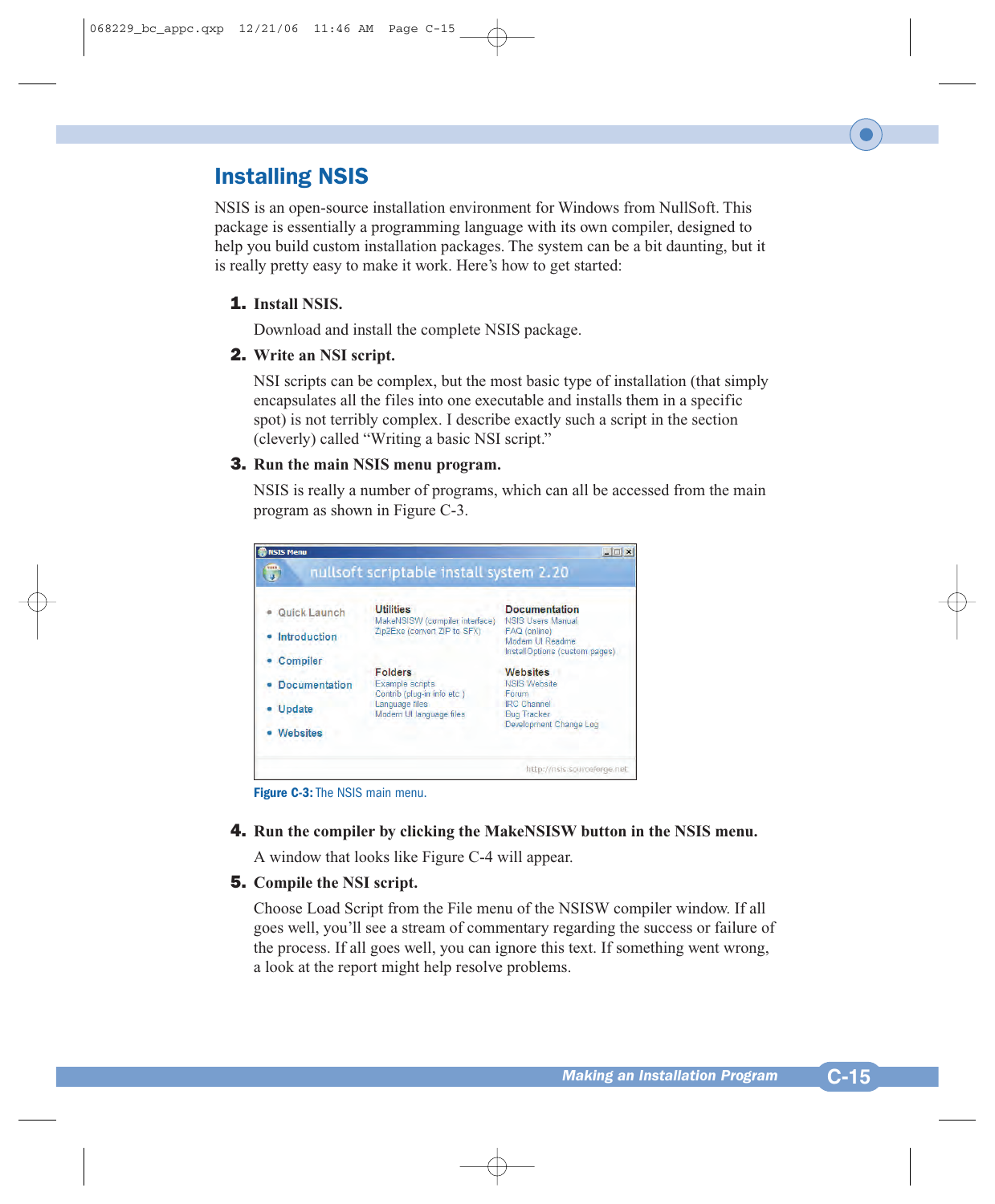## Installing NSIS

NSIS is an open-source installation environment for Windows from NullSoft. This package is essentially a programming language with its own compiler, designed to help you build custom installation packages. The system can be a bit daunting, but it is really pretty easy to make it work. Here's how to get started:

1. **Install NSIS.**

   Download and install the complete NSIS package.

2. **Write an NSI script.**

   NSI scripts can be complex, but the most basic type of installation (that simply encapsulates all the files into one executable and installs them in a specific spot) is not terribly complex. I describe exactly such a script in the section (cleverly) called "Writing a basic NSI script."

3. **Run the main NSIS menu program.**

   NSIS is really a number of programs, which can all be accessed from the main program as shown in Figure C-3.

**Figure C-3:** The NSIS main menu.

4. **Run the compiler by clicking the MakeNSISW button in the NSIS menu.**

   A window that looks like Figure C-4 will appear.

5. **Compile the NSI script.**

   Choose Load Script from the File menu of the NSISW compiler window. If all goes well, you'll see a stream of commentary regarding the success or failure of the process. If all goes well, you can ignore this text. If something went wrong, a look at the report might help resolve problems.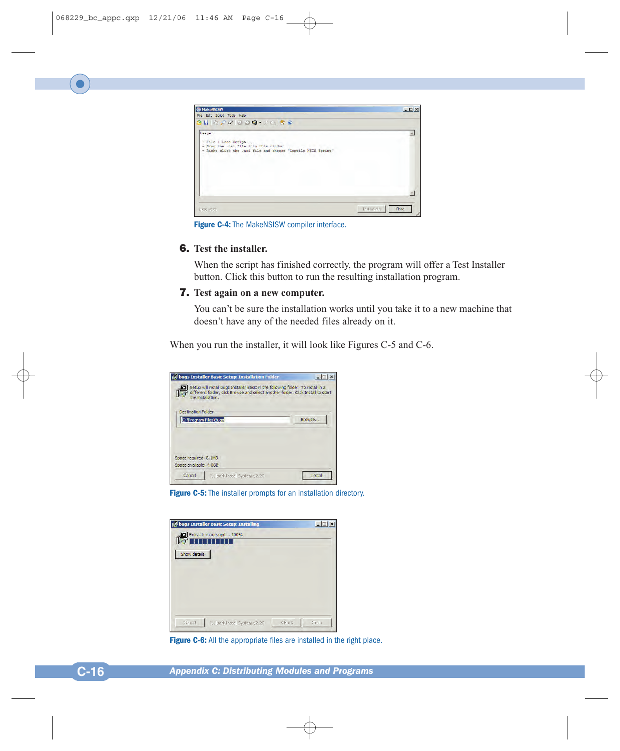Figure C-4: The MakeNSISW compiler interface.

6. **Test the installer.**

   When the script has finished correctly, the program will offer a Test Installer button. Click this button to run the resulting installation program.

7. **Test again on a new computer.**

   You can't be sure the installation works until you take it to a new machine that doesn't have any of the needed files already on it.

When you run the installer, it will look like Figures C-5 and C-6.

Figure C-5: The installer prompts for an installation directory.

Figure C-6: All the appropriate files are installed in the right place.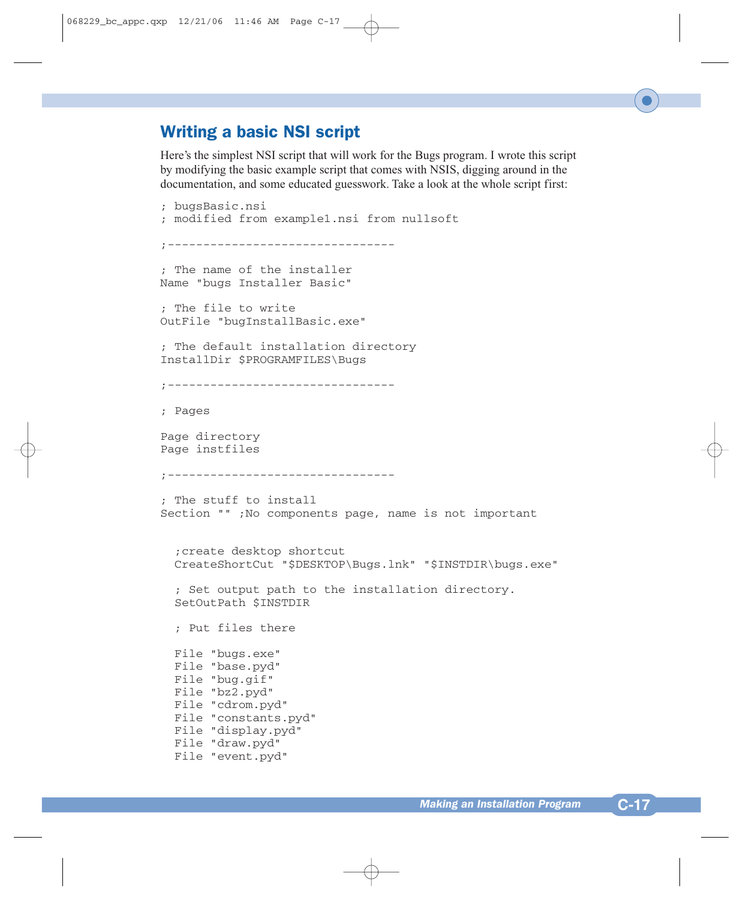## Writing a basic NSI script

Here's the simplest NSI script that will work for the Bugs program. I wrote this script by modifying the basic example script that comes with NSIS, digging around in the documentation, and some educated guesswork. Take a look at the whole script first:

```
; bugsBasic.nsi
; modified from example1.nsi from nullsoft

;--------------------------------

; The name of the installer
Name "bugs Installer Basic"

; The file to write
OutFile "bugInstallBasic.exe"

; The default installation directory
InstallDir $PROGRAMFILES\Bugs

;--------------------------------

; Pages

Page directory
Page instfiles

;--------------------------------

; The stuff to install
Section "" ;No components page, name is not important


  ;create desktop shortcut
  CreateShortCut "$DESKTOP\Bugs.lnk" "$INSTDIR\bugs.exe"

  ; Set output path to the installation directory.
  SetOutPath $INSTDIR

  ; Put files there

  File "bugs.exe"
  File "base.pyd"
  File "bug.gif"
  File "bz2.pyd"
  File "cdrom.pyd"
  File "constants.pyd"
  File "display.pyd"
  File "draw.pyd"
  File "event.pyd"
```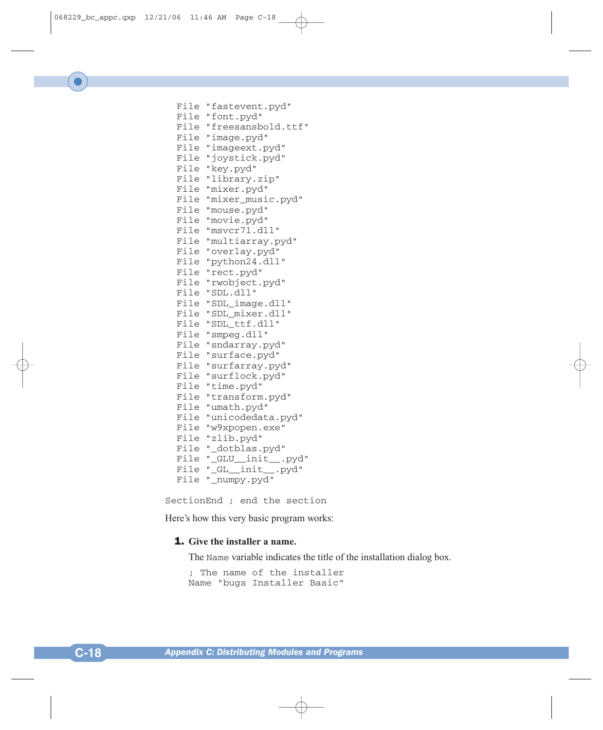```
  File "fastevent.pyd"
  File "font.pyd"
  File "freesansbold.ttf"
  File "image.pyd"
  File "imageext.pyd"
  File "joystick.pyd"
  File "key.pyd"
  File "library.zip"
  File "mixer.pyd"
  File "mixer_music.pyd"
  File "mouse.pyd"
  File "movie.pyd"
  File "msvcr71.dll"
  File "multiarray.pyd"
  File "overlay.pyd"
  File "python24.dll"
  File "rect.pyd"
  File "rwobject.pyd"
  File "SDL.dll"
  File "SDL_image.dll"
  File "SDL_mixer.dll"
  File "SDL_ttf.dll"
  File "smpeg.dll"
  File "sndarray.pyd"
  File "surface.pyd"
  File "surfarray.pyd"
  File "surflock.pyd"
  File "time.pyd"
  File "transform.pyd"
  File "umath.pyd"
  File "unicodedata.pyd"
  File "w9xpopen.exe"
  File "zlib.pyd"
  File "_dotblas.pyd"
  File "_GLU__init__.pyd"
  File "_GL__init__.pyd"
  File "_numpy.pyd"

SectionEnd ; end the section
```

Here's how this very basic program works:

1. **Give the installer a name.**

   The `Name` variable indicates the title of the installation dialog box.

   ```
   ; The name of the installer
   Name "bugs Installer Basic"
   ```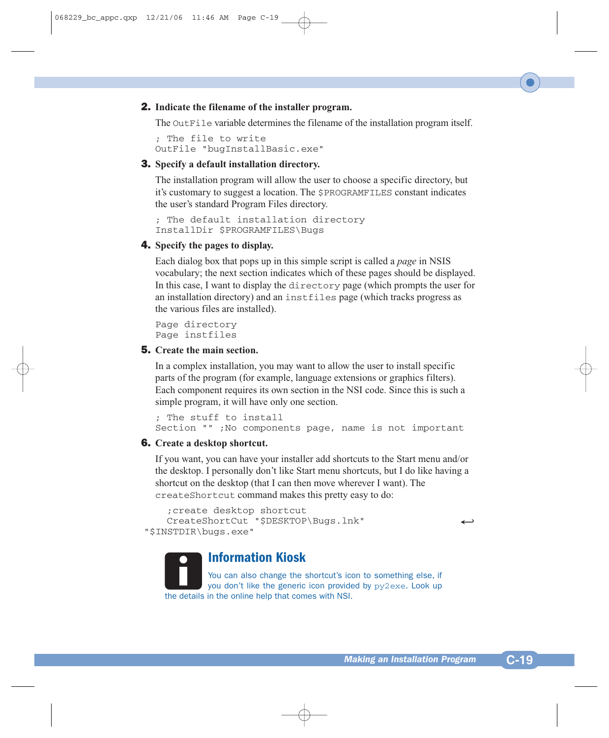2. **Indicate the filename of the installer program.**

   The `OutFile` variable determines the filename of the installation program itself.

   ```
   ; The file to write
   OutFile "bugInstallBasic.exe"
   ```

3. **Specify a default installation directory.**

   The installation program will allow the user to choose a specific directory, but it's customary to suggest a location. The `$PROGRAMFILES` constant indicates the user's standard Program Files directory.

   ```
   ; The default installation directory
   InstallDir $PROGRAMFILES\Bugs
   ```

4. **Specify the pages to display.**

   Each dialog box that pops up in this simple script is called a *page* in NSIS vocabulary; the next section indicates which of these pages should be displayed. In this case, I want to display the `directory` page (which prompts the user for an installation directory) and an `instfiles` page (which tracks progress as the various files are installed).

   ```
   Page directory
   Page instfiles
   ```

5. **Create the main section.**

   In a complex installation, you may want to allow the user to install specific parts of the program (for example, language extensions or graphics filters). Each component requires its own section in the NSI code. Since this is such a simple program, it will have only one section.

   ```
   ; The stuff to install
   Section "" ;No components page, name is not important
   ```

6. **Create a desktop shortcut.**

   If you want, you can have your installer add shortcuts to the Start menu and/or the desktop. I personally don't like Start menu shortcuts, but I do like having a shortcut on the desktop (that I can then move wherever I want). The `createShortcut` command makes this pretty easy to do:

   ```
   ;create desktop shortcut
   CreateShortCut "$DESKTOP\Bugs.lnk" ↩
   "$INSTDIR\bugs.exe"
   ```

**Information Kiosk**

You can also change the shortcut's icon to something else, if you don't like the generic icon provided by `py2exe`. Look up the details in the online help that comes with NSI.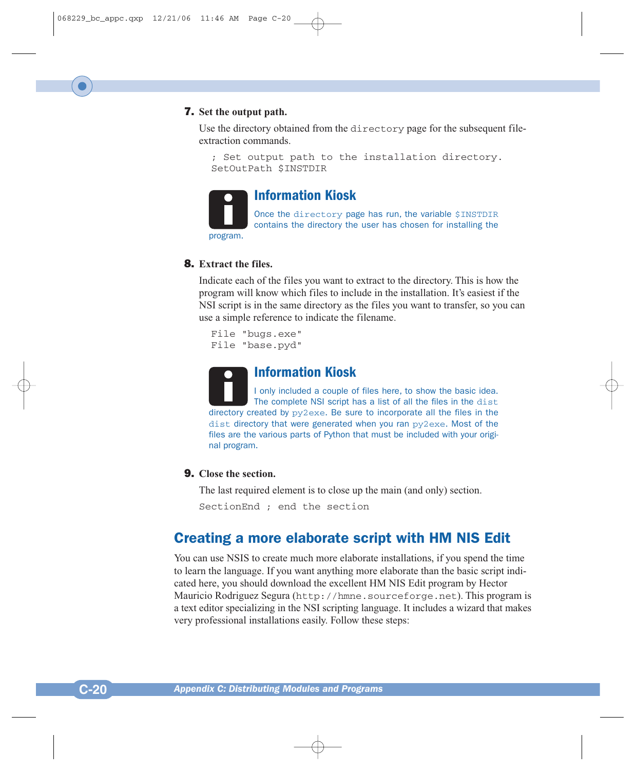7. **Set the output path.**

   Use the directory obtained from the `directory` page for the subsequent file-extraction commands.

   ```
   ; Set output path to the installation directory.
   SetOutPath $INSTDIR
   ```

   > **Information Kiosk**
   >
   > Once the `directory` page has run, the variable `$INSTDIR` contains the directory the user has chosen for installing the program.

8. **Extract the files.**

   Indicate each of the files you want to extract to the directory. This is how the program will know which files to include in the installation. It's easiest if the NSI script is in the same directory as the files you want to transfer, so you can use a simple reference to indicate the filename.

   ```
   File "bugs.exe"
   File "base.pyd"
   ```

   > **Information Kiosk**
   >
   > I only included a couple of files here, to show the basic idea. The complete NSI script has a list of all the files in the `dist` directory created by `py2exe`. Be sure to incorporate all the files in the `dist` directory that were generated when you ran `py2exe`. Most of the files are the various parts of Python that must be included with your original program.

9. **Close the section.**

   The last required element is to close up the main (and only) section.

   ```
   SectionEnd ; end the section
   ```

## Creating a more elaborate script with HM NIS Edit

You can use NSIS to create much more elaborate installations, if you spend the time to learn the language. If you want anything more elaborate than the basic script indicated here, you should download the excellent HM NIS Edit program by Hector Mauricio Rodriguez Segura (`http://hmne.sourceforge.net`). This program is a text editor specializing in the NSI scripting language. It includes a wizard that makes very professional installations easily. Follow these steps: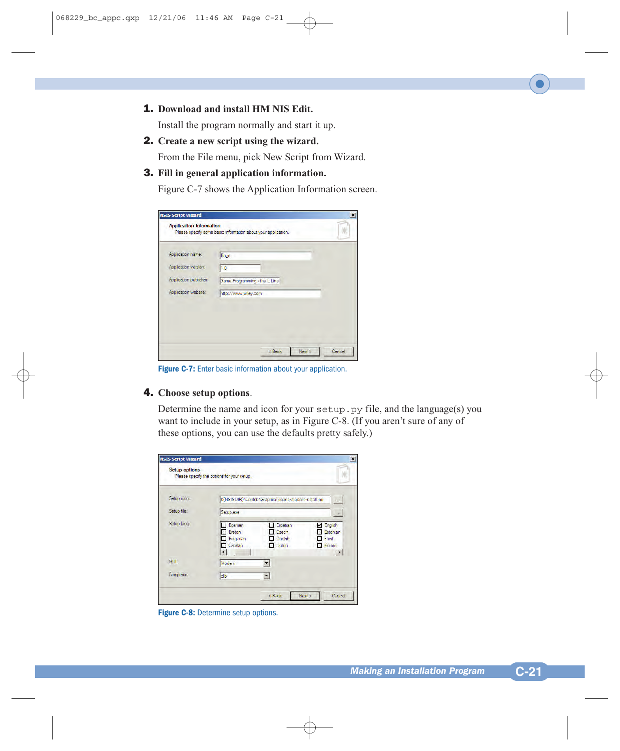1. **Download and install HM NIS Edit.**

   Install the program normally and start it up.

2. **Create a new script using the wizard.**

   From the File menu, pick New Script from Wizard.

3. **Fill in general application information.**

   Figure C-7 shows the Application Information screen.

   **Figure C-7:** Enter basic information about your application.

4. **Choose setup options**.

   Determine the name and icon for your `setup.py` file, and the language(s) you want to include in your setup, as in Figure C-8. (If you aren't sure of any of these options, you can use the defaults pretty safely.)

   **Figure C-8:** Determine setup options.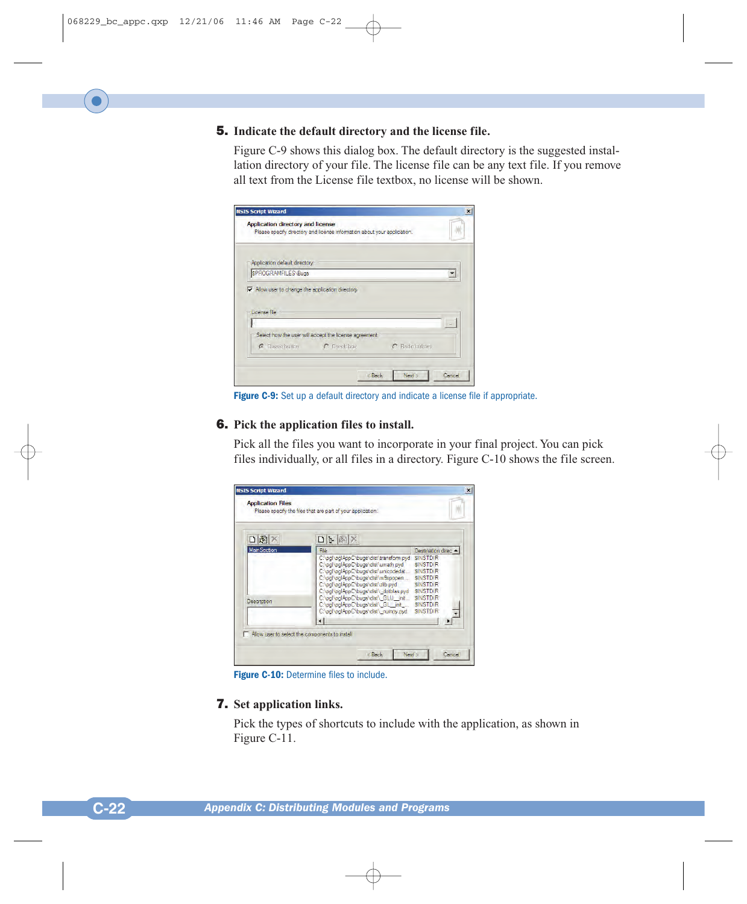5. **Indicate the default directory and the license file.**

   Figure C-9 shows this dialog box. The default directory is the suggested installation directory of your file. The license file can be any text file. If you remove all text from the License file textbox, no license will be shown.

   **Figure C-9:** Set up a default directory and indicate a license file if appropriate.

6. **Pick the application files to install.**

   Pick all the files you want to incorporate in your final project. You can pick files individually, or all files in a directory. Figure C-10 shows the file screen.

   **Figure C-10:** Determine files to include.

7. **Set application links.**

   Pick the types of shortcuts to include with the application, as shown in Figure C-11.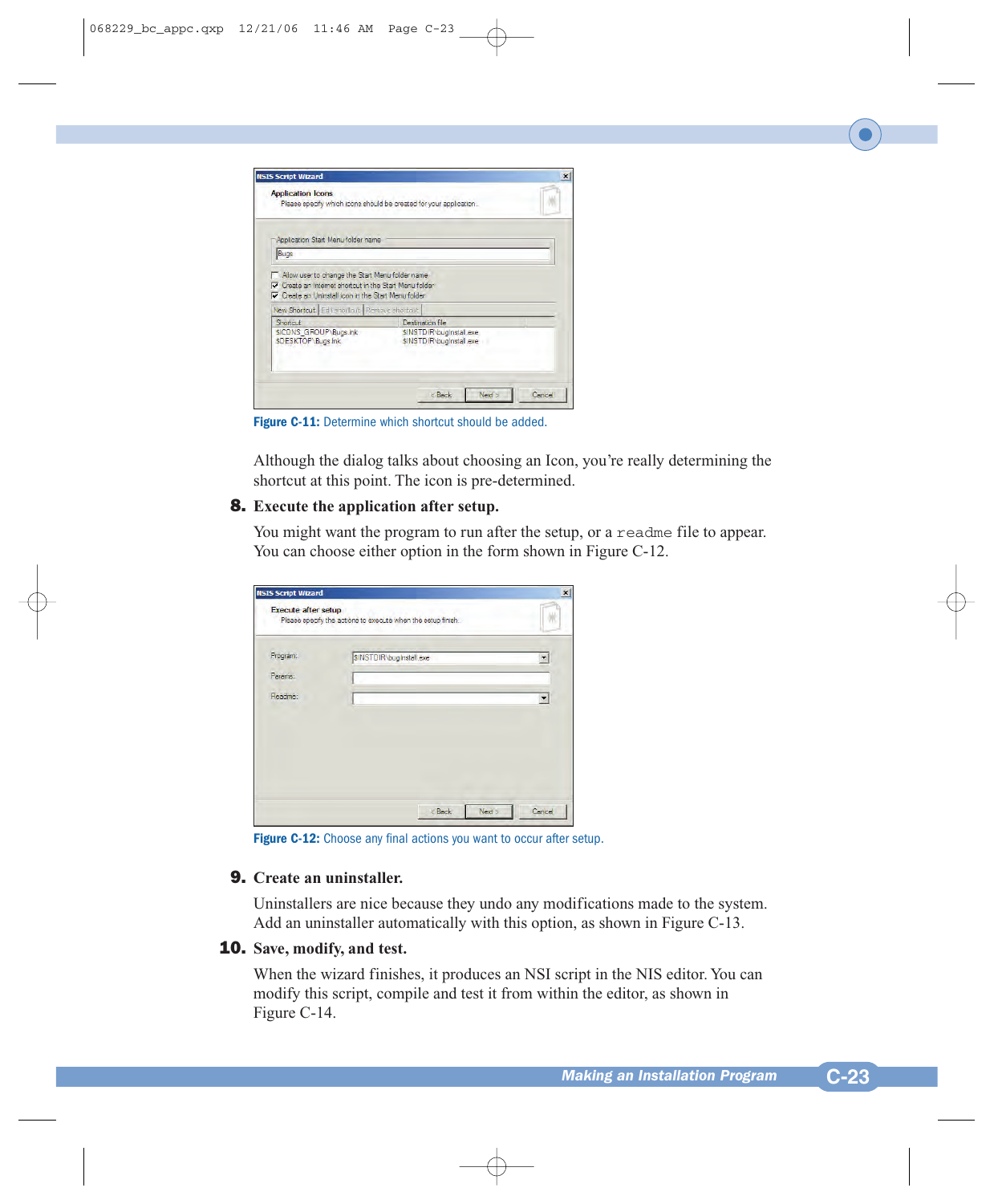Figure C-11: Determine which shortcut should be added.

Although the dialog talks about choosing an Icon, you're really determining the shortcut at this point. The icon is pre-determined.

8. **Execute the application after setup.**

   You might want the program to run after the setup, or a `readme` file to appear. You can choose either option in the form shown in Figure C-12.

Figure C-12: Choose any final actions you want to occur after setup.

9. **Create an uninstaller.**

   Uninstallers are nice because they undo any modifications made to the system. Add an uninstaller automatically with this option, as shown in Figure C-13.

10. **Save, modify, and test.**

    When the wizard finishes, it produces an NSI script in the NIS editor. You can modify this script, compile and test it from within the editor, as shown in Figure C-14.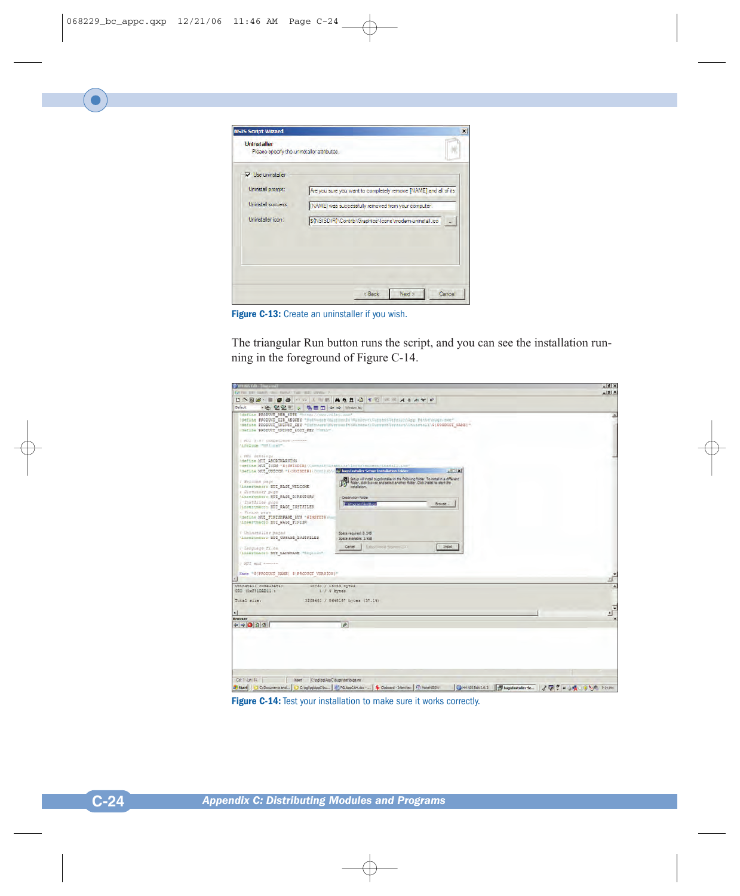Figure C-13: Create an uninstaller if you wish.

The triangular Run button runs the script, and you can see the installation running in the foreground of Figure C-14.

Figure C-14: Test your installation to make sure it works correctly.